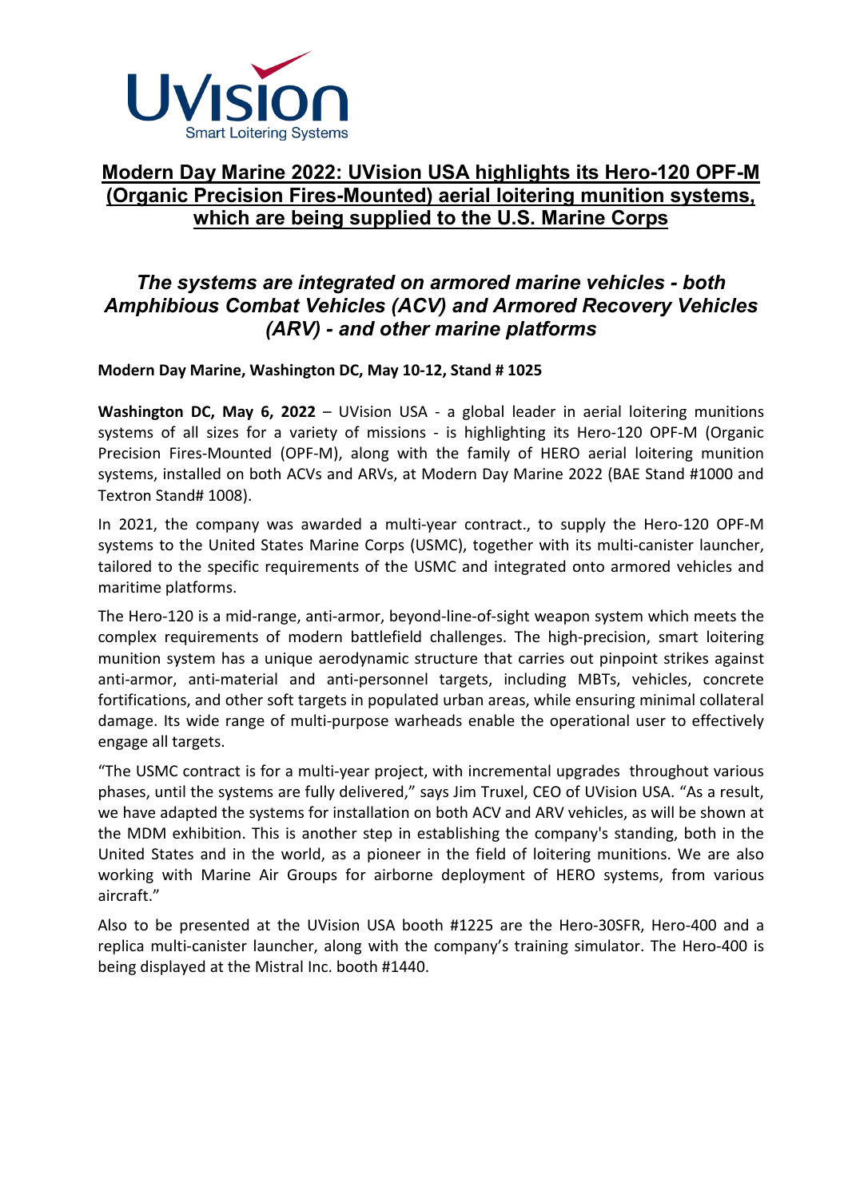# Modern Day Marine 2022: UVision USA highlights its Hero-120 OPF-M (Organic Precision Fires-Mounted) aerial loitering munition systems, which are being supplied to the U.S. Marine Corps

## *The systems are integrated on armored marine vehicles - both Amphibious Combat Vehicles (ACV) and Armored Recovery Vehicles (ARV) - and other marine platforms*

**Modern Day Marine, Washington DC, May 10-12, Stand # 1025**

**Washington DC, May 6, 2022** – UVision USA - a global leader in aerial loitering munitions systems of all sizes for a variety of missions - is highlighting its Hero-120 OPF-M (Organic Precision Fires-Mounted (OPF-M), along with the family of HERO aerial loitering munition systems, installed on both ACVs and ARVs, at Modern Day Marine 2022 (BAE Stand #1000 and Textron Stand# 1008).

In 2021, the company was awarded a multi-year contract., to supply the Hero-120 OPF-M systems to the United States Marine Corps (USMC), together with its multi-canister launcher, tailored to the specific requirements of the USMC and integrated onto armored vehicles and maritime platforms.

The Hero-120 is a mid-range, anti-armor, beyond-line-of-sight weapon system which meets the complex requirements of modern battlefield challenges. The high-precision, smart loitering munition system has a unique aerodynamic structure that carries out pinpoint strikes against anti-armor, anti-material and anti-personnel targets, including MBTs, vehicles, concrete fortifications, and other soft targets in populated urban areas, while ensuring minimal collateral damage. Its wide range of multi-purpose warheads enable the operational user to effectively engage all targets.

"The USMC contract is for a multi-year project, with incremental upgrades throughout various phases, until the systems are fully delivered," says Jim Truxel, CEO of UVision USA. "As a result, we have adapted the systems for installation on both ACV and ARV vehicles, as will be shown at the MDM exhibition. This is another step in establishing the company's standing, both in the United States and in the world, as a pioneer in the field of loitering munitions. We are also working with Marine Air Groups for airborne deployment of HERO systems, from various aircraft."

Also to be presented at the UVision USA booth #1225 are the Hero-30SFR, Hero-400 and a replica multi-canister launcher, along with the company's training simulator. The Hero-400 is being displayed at the Mistral Inc. booth #1440.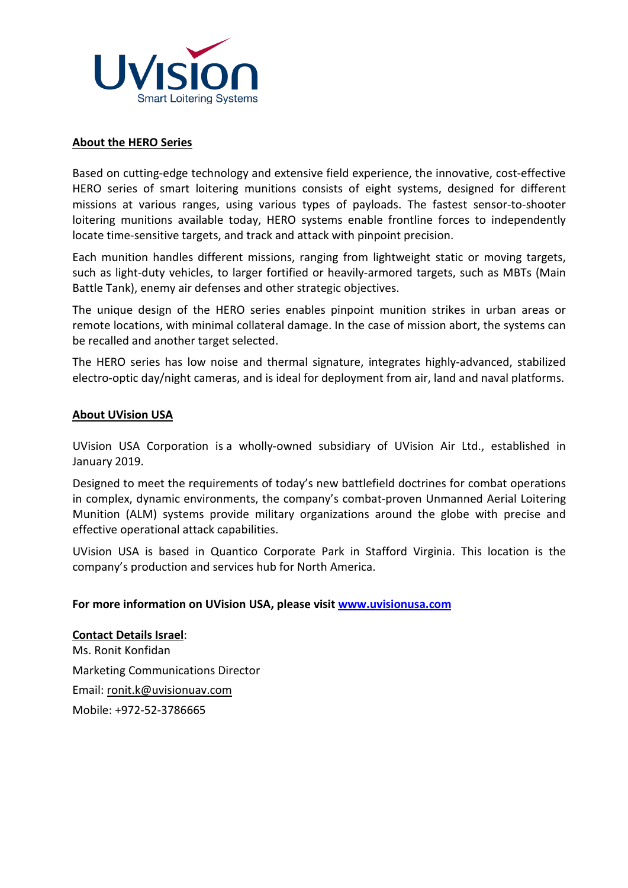UVision
Smart Loitering Systems

## About the HERO Series

Based on cutting-edge technology and extensive field experience, the innovative, cost-effective HERO series of smart loitering munitions consists of eight systems, designed for different missions at various ranges, using various types of payloads. The fastest sensor-to-shooter loitering munitions available today, HERO systems enable frontline forces to independently locate time-sensitive targets, and track and attack with pinpoint precision.

Each munition handles different missions, ranging from lightweight static or moving targets, such as light-duty vehicles, to larger fortified or heavily-armored targets, such as MBTs (Main Battle Tank), enemy air defenses and other strategic objectives.

The unique design of the HERO series enables pinpoint munition strikes in urban areas or remote locations, with minimal collateral damage. In the case of mission abort, the systems can be recalled and another target selected.

The HERO series has low noise and thermal signature, integrates highly-advanced, stabilized electro-optic day/night cameras, and is ideal for deployment from air, land and naval platforms.

## About UVision USA

UVision USA Corporation is a wholly-owned subsidiary of UVision Air Ltd., established in January 2019.

Designed to meet the requirements of today's new battlefield doctrines for combat operations in complex, dynamic environments, the company's combat-proven Unmanned Aerial Loitering Munition (ALM) systems provide military organizations around the globe with precise and effective operational attack capabilities.

UVision USA is based in Quantico Corporate Park in Stafford Virginia. This location is the company's production and services hub for North America.

**For more information on UVision USA, please visit www.uvisionusa.com**

**Contact Details Israel**:
Ms. Ronit Konfidan
Marketing Communications Director
Email: ronit.k@uvisionuav.com
Mobile: +972-52-3786665